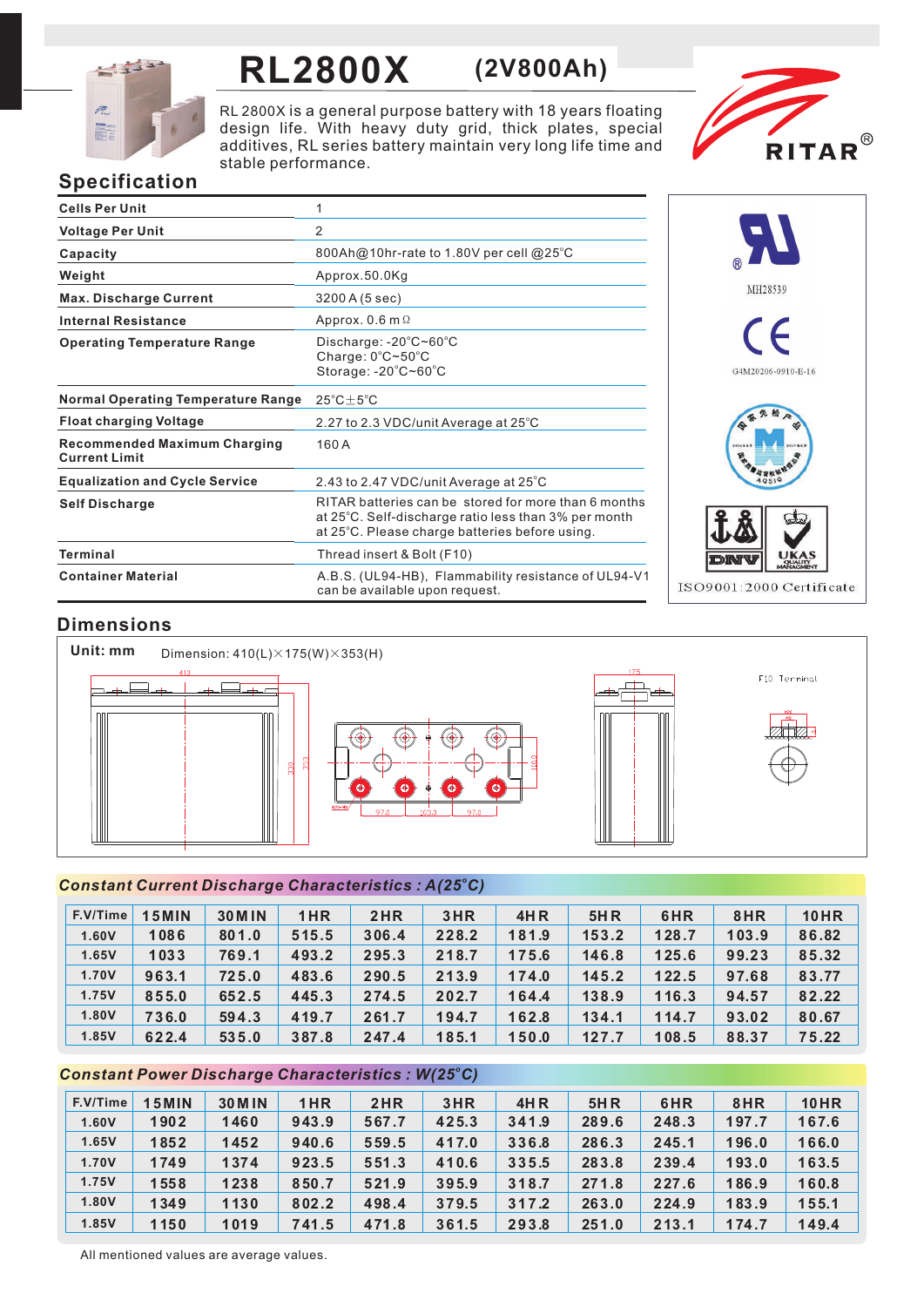# RL2800X (2V800Ah)

RL 2800X is a general purpose battery with 18 years floating design life. With heavy duty grid, thick plates, special additives, RL series battery maintain very long life time and stable performance.

RITAR®

## Specification

| | |
|---|---|
| Cells Per Unit | 1 |
| Voltage Per Unit | 2 |
| Capacity | 800Ah@10hr-rate to 1.80V per cell @25°C |
| Weight | Approx.50.0Kg |
| Max. Discharge Current | 3200 A (5 sec) |
| Internal Resistance | Approx. 0.6 mΩ |
| Operating Temperature Range | Discharge: -20°C~60°C<br>Charge: 0°C~50°C<br>Storage: -20°C~60°C |
| Normal Operating Temperature Range | 25°C±5°C |
| Float charging Voltage | 2.27 to 2.3 VDC/unit Average at 25°C |
| Recommended Maximum Charging Current Limit | 160 A |
| Equalization and Cycle Service | 2.43 to 2.47 VDC/unit Average at 25°C |
| Self Discharge | RITAR batteries can be stored for more than 6 months at 25°C. Self-discharge ratio less than 3% per month at 25°C. Please charge batteries before using. |
| Terminal | Thread insert & Bolt (F10) |
| Container Material | A.B.S. (UL94-HB), Flammability resistance of UL94-V1 can be available upon request. |

MH28539

G4M20206-0910-E-16

ISO9001:2000 Certificate

## Dimensions

**Unit: mm** Dimension: 410(L)×175(W)×353(H)

F10 Terminal

## Constant Current Discharge Characteristics : A(25°C)

| F.V/Time | 15MIN | 30MIN | 1HR | 2HR | 3HR | 4HR | 5HR | 6HR | 8HR | 10HR |
|---|---|---|---|---|---|---|---|---|---|---|
| 1.60V | 1086 | 801.0 | 515.5 | 306.4 | 228.2 | 181.9 | 153.2 | 128.7 | 103.9 | 86.82 |
| 1.65V | 1033 | 769.1 | 493.2 | 295.3 | 218.7 | 175.6 | 146.8 | 125.6 | 99.23 | 85.32 |
| 1.70V | 963.1 | 725.0 | 483.6 | 290.5 | 213.9 | 174.0 | 145.2 | 122.5 | 97.68 | 83.77 |
| 1.75V | 855.0 | 652.5 | 445.3 | 274.5 | 202.7 | 164.4 | 138.9 | 116.3 | 94.57 | 82.22 |
| 1.80V | 736.0 | 594.3 | 419.7 | 261.7 | 194.7 | 162.8 | 134.1 | 114.7 | 93.02 | 80.67 |
| 1.85V | 622.4 | 535.0 | 387.8 | 247.4 | 185.1 | 150.0 | 127.7 | 108.5 | 88.37 | 75.22 |

## Constant Power Discharge Characteristics : W(25°C)

| F.V/Time | 15MIN | 30MIN | 1HR | 2HR | 3HR | 4HR | 5HR | 6HR | 8HR | 10HR |
|---|---|---|---|---|---|---|---|---|---|---|
| 1.60V | 1902 | 1460 | 943.9 | 567.7 | 425.3 | 341.9 | 289.6 | 248.3 | 197.7 | 167.6 |
| 1.65V | 1852 | 1452 | 940.6 | 559.5 | 417.0 | 336.8 | 286.3 | 245.1 | 196.0 | 166.0 |
| 1.70V | 1749 | 1374 | 923.5 | 551.3 | 410.6 | 335.5 | 283.8 | 239.4 | 193.0 | 163.5 |
| 1.75V | 1558 | 1238 | 850.7 | 521.9 | 395.9 | 318.7 | 271.8 | 227.6 | 186.9 | 160.8 |
| 1.80V | 1349 | 1130 | 802.2 | 498.4 | 379.5 | 317.2 | 263.0 | 224.9 | 183.9 | 155.1 |
| 1.85V | 1150 | 1019 | 741.5 | 471.8 | 361.5 | 293.8 | 251.0 | 213.1 | 174.7 | 149.4 |

All mentioned values are average values.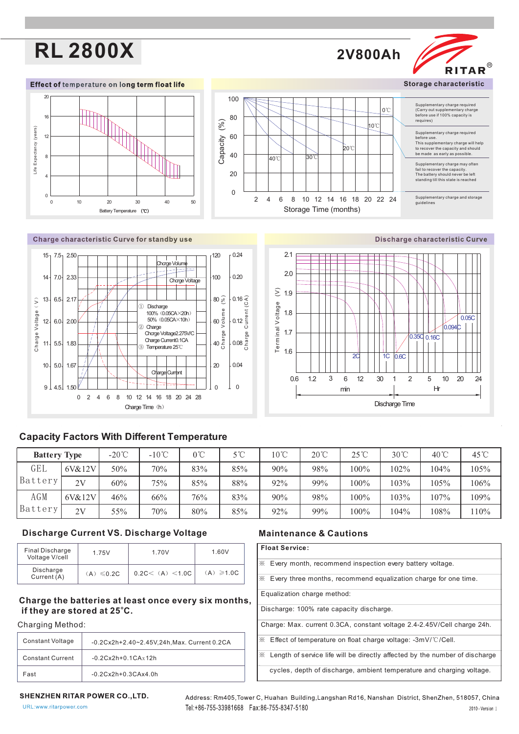# RL 2800X

## 2V800Ah

RITAR®

### Effect of temperature on long term float life

Life Expectancy (years)

20
16
12
8
4
0

0 10 20 30 40 50

Battery Temperature (℃)

### Storage characteristic

Capacity (%)

100
80
60
40
20
0

2 4 6 8 10 12 14 16 18 20 22 24

Storage Time (months)

0℃
10℃
20℃
30℃
40℃

Supplementary charge required (Carry out supplementary charge before use if 100% capacity is requires)

Supplementary charge required before use. This supplementary charge will help to recover the capacity and should be made as early as possible.

Supplementary charge may often fail to recover the capacity. The battery should never be left standing till this state is reached

Supplementary charge and storage guidelines

### Charge characteristic Curve for standby use

Charge Voltage (V)

15 7.5 2.50
14 7.0 2.33
13 6.5 2.17
12 6.0 2.00
11 5.5 1.83
10 5.0 1.67
9 4.5 1.50

Charge Volume (%)

120
100
80
60
40
20
0

Charge Current (CA)

0.24
0.20
0.16
0.12
0.08
0.04
0

0 2 4 6 8 10 12 14 16 18 20 24 28

Charge Time (h)

Charge Volume
Charge Voltage
Charge Current

① Discharge
100% (0.05CA×20h)
50% (0.05CA×10h)
② Charge
Charge Voltage2.275V/C
Charge Current0.1CA
③ Temperature 25℃

### Discharge characteristic Curve

Terminal Voltage (V)

2.1
2.0
1.9
1.8
1.7
1.6

0.6 1.2 3 6 12 30 1 2 5 10 20 24

min Hr

Discharge Time

2C 1C 0.6C 0.35C 0.16C 0.094C 0.05C

## Capacity Factors With Different Temperature

| Battery Type | | -20℃ | -10℃ | 0℃ | 5℃ | 10℃ | 20℃ | 25℃ | 30℃ | 40℃ | 45℃ |
|---|---|---|---|---|---|---|---|---|---|---|---|
| GEL Battery | 6V&12V | 50% | 70% | 83% | 85% | 90% | 98% | 100% | 102% | 104% | 105% |
| | 2V | 60% | 75% | 85% | 88% | 92% | 99% | 100% | 103% | 105% | 106% |
| AGM Battery | 6V&12V | 46% | 66% | 76% | 83% | 90% | 98% | 100% | 103% | 107% | 109% |
| | 2V | 55% | 70% | 80% | 85% | 92% | 99% | 100% | 104% | 108% | 110% |

## Discharge Current VS. Discharge Voltage

| Final Discharge Voltage V/cell | 1.75V | 1.70V | 1.60V |
|---|---|---|---|
| Discharge Current (A) | (A) ≤0.2C | 0.2C< (A) <1.0C | (A) ≥1.0C |

## Charge the batteries at least once every six months, if they are stored at 25℃.

Charging Method:

| | |
|---|---|
| Constant Voltage | -0.2Cx2h+2.40~2.45V,24h,Max. Current 0.2CA |
| Constant Current | -0.2Cx2h+0.1CAx12h |
| Fast | -0.2Cx2h+0.3CAx4.0h |

## Maintenance & Cautions

**Float Service:**

※ Every month, recommend inspection every battery voltage.

※ Every three months, recommend equalization charge for one time.

Equalization charge method:

Discharge: 100% rate capacity discharge.

Charge: Max. current 0.3CA, constant voltage 2.4-2.45V/Cell charge 24h.

※ Effect of temperature on float charge voltage: -3mV/℃/Cell.

※ Length of service life will be directly affected by the number of discharge cycles, depth of discharge, ambient temperature and charging voltage.

**SHENZHEN RITAR POWER CO.,LTD.**

URL:www.ritarpower.com

Address: Rm405,Tower C, Huahan Building,Langshan Rd16, Nanshan District, ShenZhen, 518057, China

Tel:+86-755-33981668 Fax:86-755-8347-5180

2010-Version Ⅰ